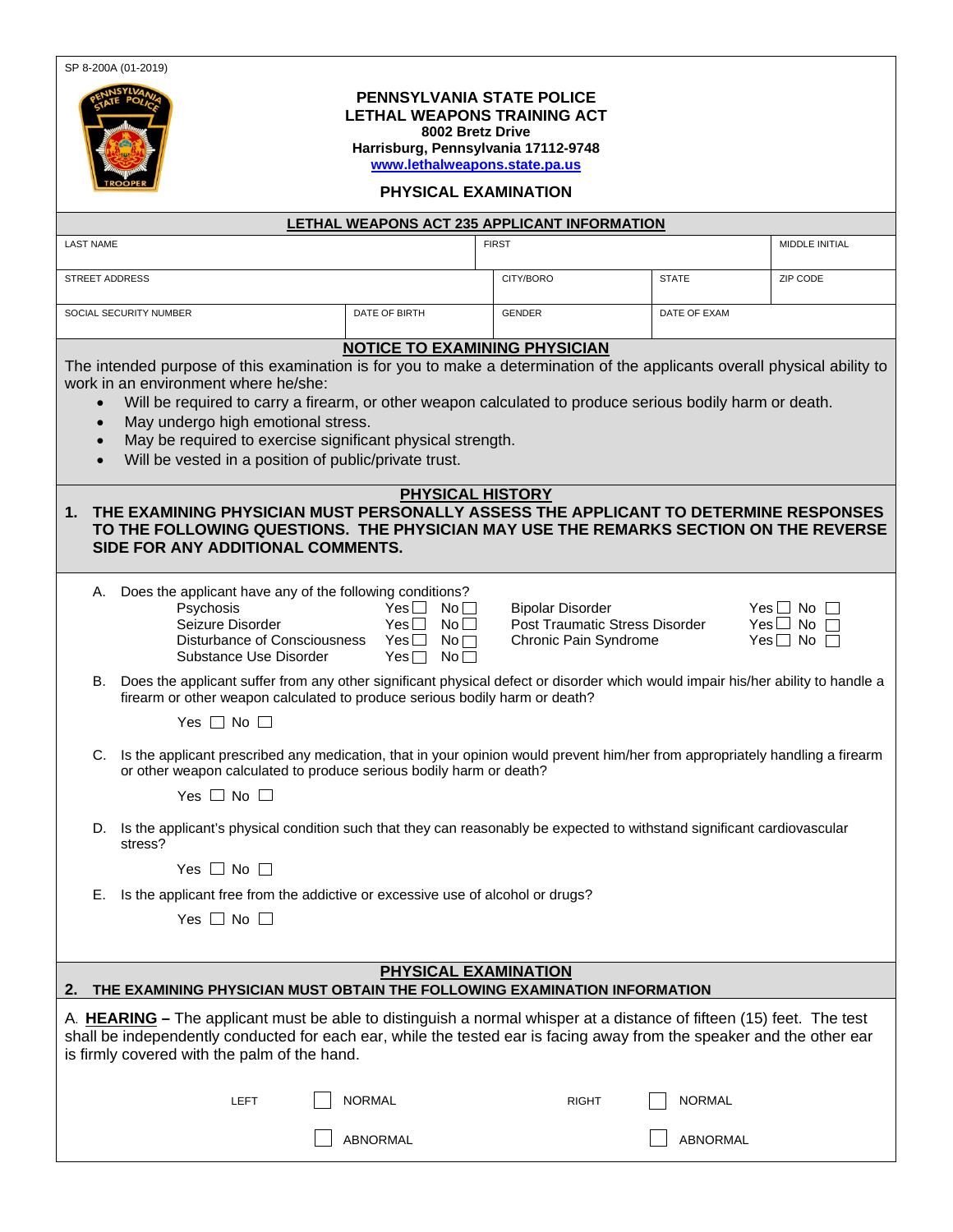SP 8-200A (01-2019)

# PENNSYLVANIA STATE POLICE
## LETHAL WEAPONS TRAINING ACT

**8002 Bretz Drive**
**Harrisburg, Pennsylvania 17112-9748**
**www.lethalweapons.state.pa.us**

## PHYSICAL EXAMINATION

### LETHAL WEAPONS ACT 235 APPLICANT INFORMATION

| LAST NAME | | FIRST | | MIDDLE INITIAL |
|---|---|---|---|---|
| STREET ADDRESS | | CITY/BORO | STATE | ZIP CODE |
| SOCIAL SECURITY NUMBER | DATE OF BIRTH | GENDER | DATE OF EXAM | |

### NOTICE TO EXAMINING PHYSICIAN

The intended purpose of this examination is for you to make a determination of the applicants overall physical ability to work in an environment where he/she:

- Will be required to carry a firearm, or other weapon calculated to produce serious bodily harm or death.
- May undergo high emotional stress.
- May be required to exercise significant physical strength.
- Will be vested in a position of public/private trust.

### PHYSICAL HISTORY

**1. THE EXAMINING PHYSICIAN MUST PERSONALLY ASSESS THE APPLICANT TO DETERMINE RESPONSES TO THE FOLLOWING QUESTIONS. THE PHYSICIAN MAY USE THE REMARKS SECTION ON THE REVERSE SIDE FOR ANY ADDITIONAL COMMENTS.**

A. Does the applicant have any of the following conditions?

| Condition | | | Condition | | |
|---|---|---|---|---|---|
| Psychosis | Yes ☐ | No ☐ | Bipolar Disorder | Yes ☐ | No ☐ |
| Seizure Disorder | Yes ☐ | No ☐ | Post Traumatic Stress Disorder | Yes ☐ | No ☐ |
| Disturbance of Consciousness | Yes ☐ | No ☐ | Chronic Pain Syndrome | Yes ☐ | No ☐ |
| Substance Use Disorder | Yes ☐ | No ☐ | | | |

B. Does the applicant suffer from any other significant physical defect or disorder which would impair his/her ability to handle a firearm or other weapon calculated to produce serious bodily harm or death?

Yes ☐ No ☐

C. Is the applicant prescribed any medication, that in your opinion would prevent him/her from appropriately handling a firearm or other weapon calculated to produce serious bodily harm or death?

Yes ☐ No ☐

D. Is the applicant's physical condition such that they can reasonably be expected to withstand significant cardiovascular stress?

Yes ☐ No ☐

E. Is the applicant free from the addictive or excessive use of alcohol or drugs?

Yes ☐ No ☐

### PHYSICAL EXAMINATION

**2. THE EXAMINING PHYSICIAN MUST OBTAIN THE FOLLOWING EXAMINATION INFORMATION**

A. **HEARING –** The applicant must be able to distinguish a normal whisper at a distance of fifteen (15) feet. The test shall be independently conducted for each ear, while the tested ear is facing away from the speaker and the other ear is firmly covered with the palm of the hand.

| LEFT | | RIGHT | |
|---|---|---|---|
| ☐ | NORMAL | ☐ | NORMAL |
| ☐ | ABNORMAL | ☐ | ABNORMAL |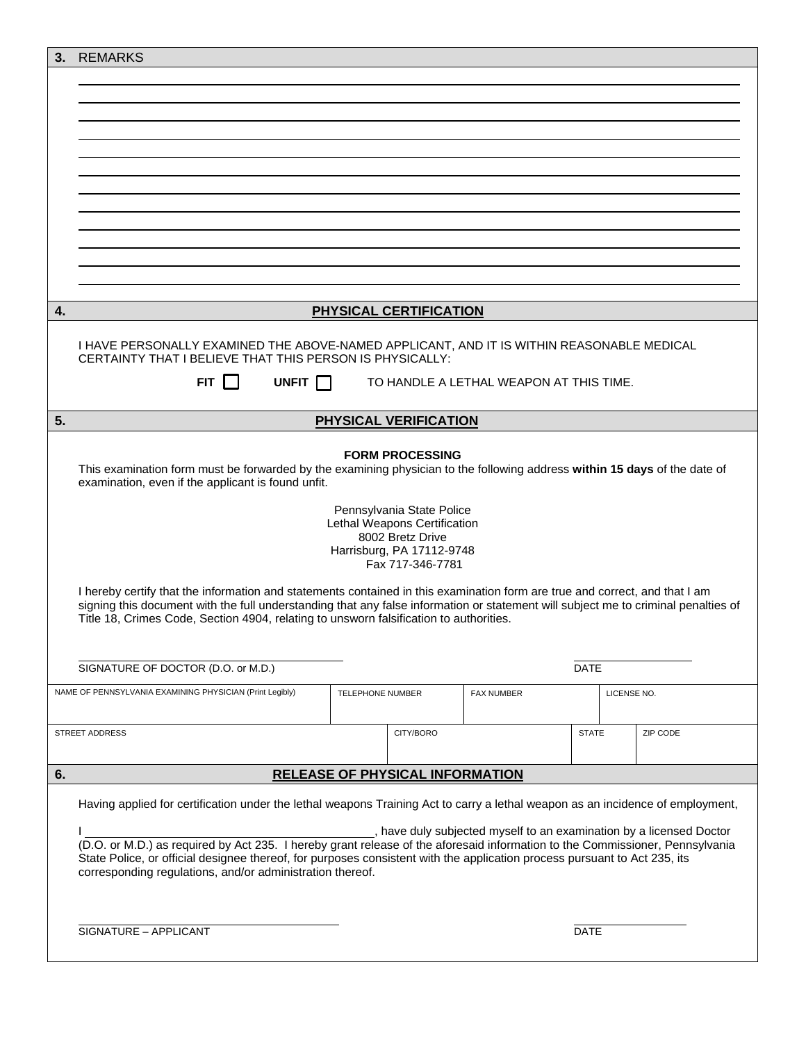## 3. REMARKS

## 4. PHYSICAL CERTIFICATION

I HAVE PERSONALLY EXAMINED THE ABOVE-NAMED APPLICANT, AND IT IS WITHIN REASONABLE MEDICAL CERTAINTY THAT I BELIEVE THAT THIS PERSON IS PHYSICALLY:

**FIT** ☐ **UNFIT** ☐ TO HANDLE A LETHAL WEAPON AT THIS TIME.

## 5. PHYSICAL VERIFICATION

**FORM PROCESSING**

This examination form must be forwarded by the examining physician to the following address **within 15 days** of the date of examination, even if the applicant is found unfit.

Pennsylvania State Police
Lethal Weapons Certification
8002 Bretz Drive
Harrisburg, PA 17112-9748
Fax 717-346-7781

I hereby certify that the information and statements contained in this examination form are true and correct, and that I am signing this document with the full understanding that any false information or statement will subject me to criminal penalties of Title 18, Crimes Code, Section 4904, relating to unsworn falsification to authorities.

SIGNATURE OF DOCTOR (D.O. or M.D.) ______________________ DATE __________

| NAME OF PENNSYLVANIA EXAMINING PHYSICIAN (Print Legibly) | TELEPHONE NUMBER | FAX NUMBER | LICENSE NO. |
|---|---|---|---|
| | | | |

| STREET ADDRESS | CITY/BORO | STATE | ZIP CODE |
|---|---|---|---|
| | | | |

## 6. RELEASE OF PHYSICAL INFORMATION

Having applied for certification under the lethal weapons Training Act to carry a lethal weapon as an incidence of employment,

I ______________________, have duly subjected myself to an examination by a licensed Doctor (D.O. or M.D.) as required by Act 235. I hereby grant release of the aforesaid information to the Commissioner, Pennsylvania State Police, or official designee thereof, for purposes consistent with the application process pursuant to Act 235, its corresponding regulations, and/or administration thereof.

SIGNATURE – APPLICANT ______________________ DATE __________